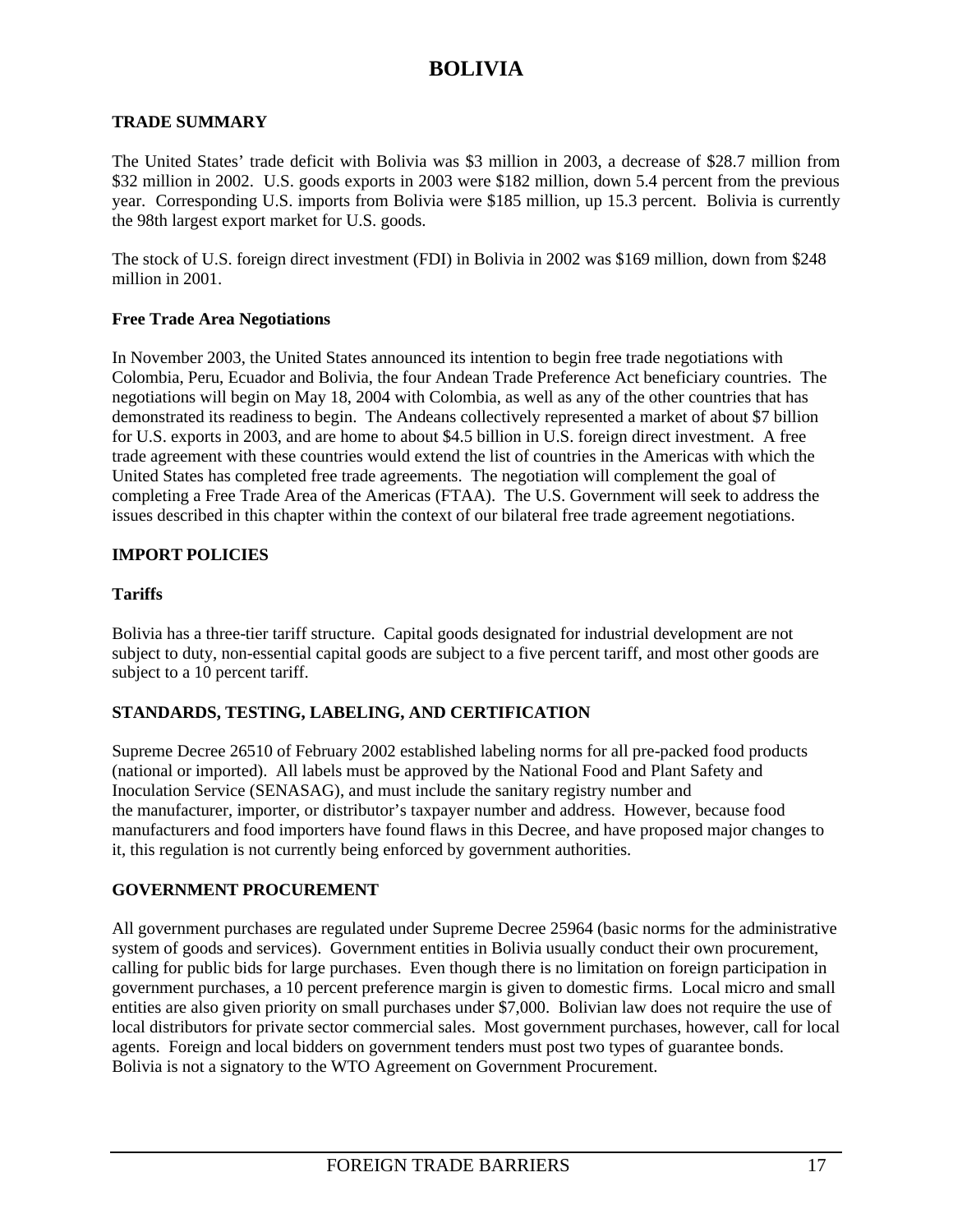# BOLIVIA

## TRADE SUMMARY

The United States' trade deficit with Bolivia was $3 million in 2003, a decrease of $28.7 million from $32 million in 2002. U.S. goods exports in 2003 were $182 million, down 5.4 percent from the previous year. Corresponding U.S. imports from Bolivia were $185 million, up 15.3 percent. Bolivia is currently the 98th largest export market for U.S. goods.

The stock of U.S. foreign direct investment (FDI) in Bolivia in 2002 was $169 million, down from $248 million in 2001.

### Free Trade Area Negotiations

In November 2003, the United States announced its intention to begin free trade negotiations with Colombia, Peru, Ecuador and Bolivia, the four Andean Trade Preference Act beneficiary countries. The negotiations will begin on May 18, 2004 with Colombia, as well as any of the other countries that has demonstrated its readiness to begin. The Andeans collectively represented a market of about $7 billion for U.S. exports in 2003, and are home to about $4.5 billion in U.S. foreign direct investment. A free trade agreement with these countries would extend the list of countries in the Americas with which the United States has completed free trade agreements. The negotiation will complement the goal of completing a Free Trade Area of the Americas (FTAA). The U.S. Government will seek to address the issues described in this chapter within the context of our bilateral free trade agreement negotiations.

## IMPORT POLICIES

### Tariffs

Bolivia has a three-tier tariff structure. Capital goods designated for industrial development are not subject to duty, non-essential capital goods are subject to a five percent tariff, and most other goods are subject to a 10 percent tariff.

## STANDARDS, TESTING, LABELING, AND CERTIFICATION

Supreme Decree 26510 of February 2002 established labeling norms for all pre-packed food products (national or imported). All labels must be approved by the National Food and Plant Safety and Inoculation Service (SENASAG), and must include the sanitary registry number and the manufacturer, importer, or distributor's taxpayer number and address. However, because food manufacturers and food importers have found flaws in this Decree, and have proposed major changes to it, this regulation is not currently being enforced by government authorities.

## GOVERNMENT PROCUREMENT

All government purchases are regulated under Supreme Decree 25964 (basic norms for the administrative system of goods and services). Government entities in Bolivia usually conduct their own procurement, calling for public bids for large purchases. Even though there is no limitation on foreign participation in government purchases, a 10 percent preference margin is given to domestic firms. Local micro and small entities are also given priority on small purchases under $7,000. Bolivian law does not require the use of local distributors for private sector commercial sales. Most government purchases, however, call for local agents. Foreign and local bidders on government tenders must post two types of guarantee bonds. Bolivia is not a signatory to the WTO Agreement on Government Procurement.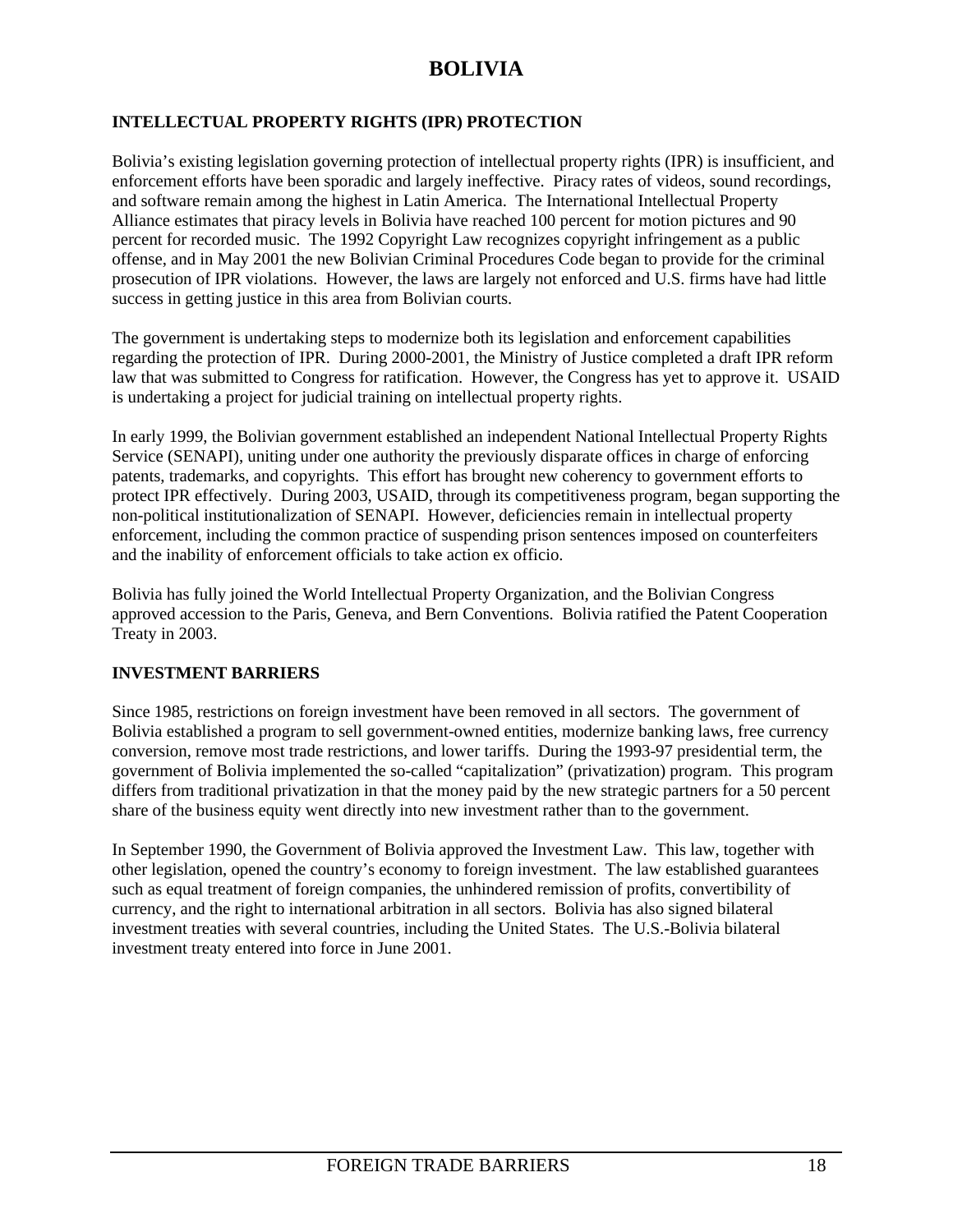# BOLIVIA

## INTELLECTUAL PROPERTY RIGHTS (IPR) PROTECTION

Bolivia's existing legislation governing protection of intellectual property rights (IPR) is insufficient, and enforcement efforts have been sporadic and largely ineffective. Piracy rates of videos, sound recordings, and software remain among the highest in Latin America. The International Intellectual Property Alliance estimates that piracy levels in Bolivia have reached 100 percent for motion pictures and 90 percent for recorded music. The 1992 Copyright Law recognizes copyright infringement as a public offense, and in May 2001 the new Bolivian Criminal Procedures Code began to provide for the criminal prosecution of IPR violations. However, the laws are largely not enforced and U.S. firms have had little success in getting justice in this area from Bolivian courts.

The government is undertaking steps to modernize both its legislation and enforcement capabilities regarding the protection of IPR. During 2000-2001, the Ministry of Justice completed a draft IPR reform law that was submitted to Congress for ratification. However, the Congress has yet to approve it. USAID is undertaking a project for judicial training on intellectual property rights.

In early 1999, the Bolivian government established an independent National Intellectual Property Rights Service (SENAPI), uniting under one authority the previously disparate offices in charge of enforcing patents, trademarks, and copyrights. This effort has brought new coherency to government efforts to protect IPR effectively. During 2003, USAID, through its competitiveness program, began supporting the non-political institutionalization of SENAPI. However, deficiencies remain in intellectual property enforcement, including the common practice of suspending prison sentences imposed on counterfeiters and the inability of enforcement officials to take action ex officio.

Bolivia has fully joined the World Intellectual Property Organization, and the Bolivian Congress approved accession to the Paris, Geneva, and Bern Conventions. Bolivia ratified the Patent Cooperation Treaty in 2003.

## INVESTMENT BARRIERS

Since 1985, restrictions on foreign investment have been removed in all sectors. The government of Bolivia established a program to sell government-owned entities, modernize banking laws, free currency conversion, remove most trade restrictions, and lower tariffs. During the 1993-97 presidential term, the government of Bolivia implemented the so-called "capitalization" (privatization) program. This program differs from traditional privatization in that the money paid by the new strategic partners for a 50 percent share of the business equity went directly into new investment rather than to the government.

In September 1990, the Government of Bolivia approved the Investment Law. This law, together with other legislation, opened the country's economy to foreign investment. The law established guarantees such as equal treatment of foreign companies, the unhindered remission of profits, convertibility of currency, and the right to international arbitration in all sectors. Bolivia has also signed bilateral investment treaties with several countries, including the United States. The U.S.-Bolivia bilateral investment treaty entered into force in June 2001.